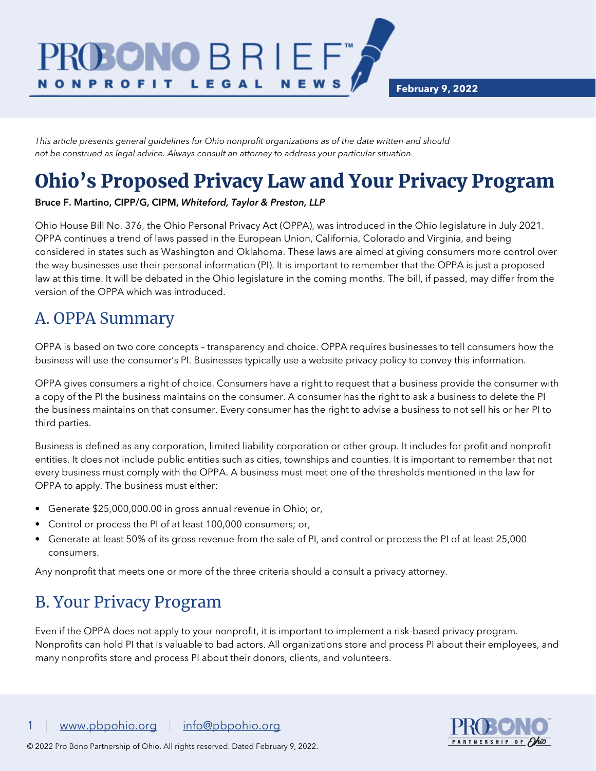PROBONO BRIEF™

NONPROFIT LEGAL NEWS

**February 9, 2022**

*This article presents general guidelines for Ohio nonprofit organizations as of the date written and should not be construed as legal advice. Always consult an attorney to address your particular situation.*

# Ohio's Proposed Privacy Law and Your Privacy Program

**Bruce F. Martino, CIPP/G, CIPM,** ***Whiteford, Taylor & Preston, LLP***

Ohio House Bill No. 376, the Ohio Personal Privacy Act (OPPA), was introduced in the Ohio legislature in July 2021. OPPA continues a trend of laws passed in the European Union, California, Colorado and Virginia, and being considered in states such as Washington and Oklahoma. These laws are aimed at giving consumers more control over the way businesses use their personal information (PI). It is important to remember that the OPPA is just a proposed law at this time. It will be debated in the Ohio legislature in the coming months. The bill, if passed, may differ from the version of the OPPA which was introduced.

## A. OPPA Summary

OPPA is based on two core concepts – transparency and choice. OPPA requires businesses to tell consumers how the business will use the consumer's PI. Businesses typically use a website privacy policy to convey this information.

OPPA gives consumers a right of choice. Consumers have a right to request that a business provide the consumer with a copy of the PI the business maintains on the consumer. A consumer has the right to ask a business to delete the PI the business maintains on that consumer. Every consumer has the right to advise a business to not sell his or her PI to third parties.

Business is defined as any corporation, limited liability corporation or other group. It includes for profit and nonprofit entities. It does not include public entities such as cities, townships and counties. It is important to remember that not every business must comply with the OPPA. A business must meet one of the thresholds mentioned in the law for OPPA to apply. The business must either:

- Generate $25,000,000.00 in gross annual revenue in Ohio; or,
- Control or process the PI of at least 100,000 consumers; or,
- Generate at least 50% of its gross revenue from the sale of PI, and control or process the PI of at least 25,000 consumers.

Any nonprofit that meets one or more of the three criteria should a consult a privacy attorney.

## B. Your Privacy Program

Even if the OPPA does not apply to your nonprofit, it is important to implement a risk-based privacy program. Nonprofits can hold PI that is valuable to bad actors. All organizations store and process PI about their employees, and many nonprofits store and process PI about their donors, clients, and volunteers.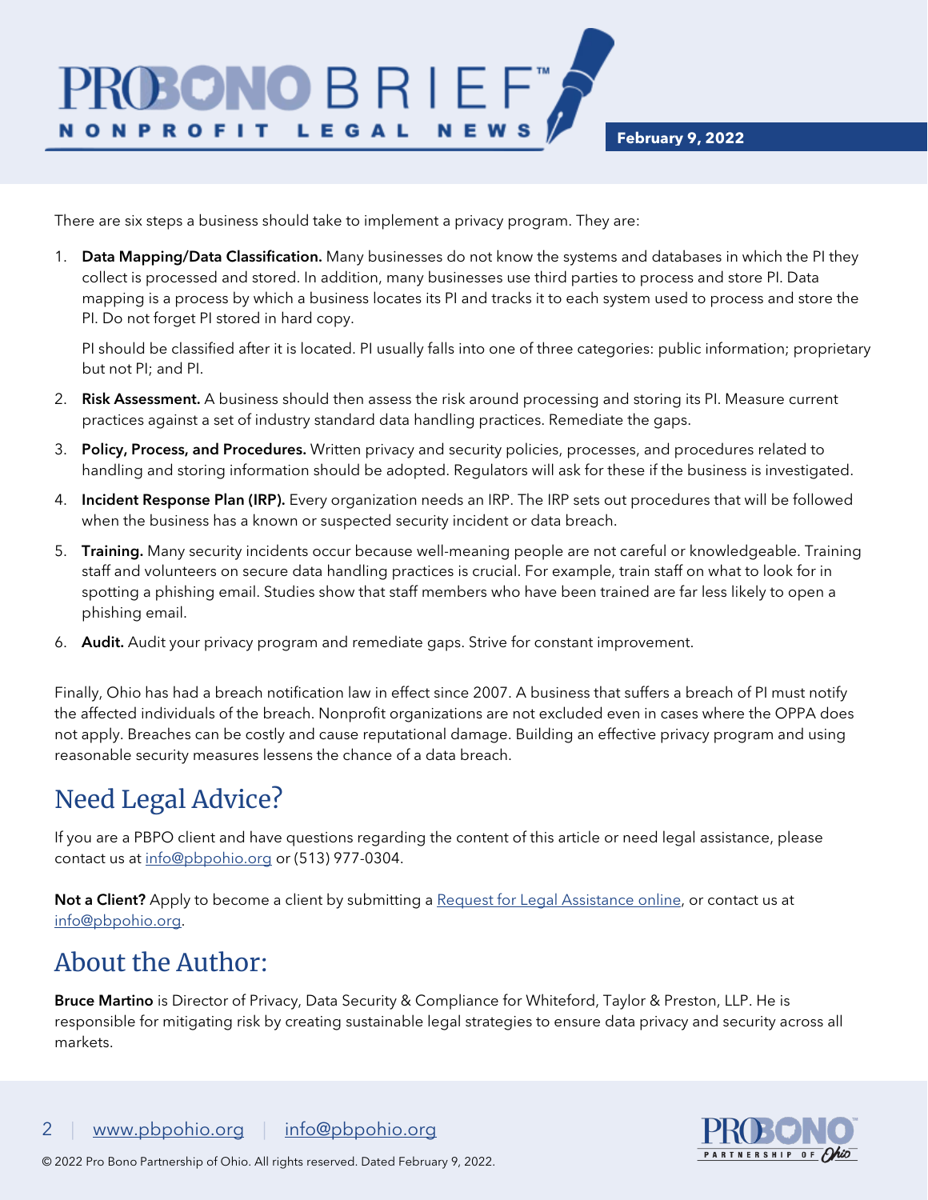There are six steps a business should take to implement a privacy program. They are:

1. **Data Mapping/Data Classification.** Many businesses do not know the systems and databases in which the PI they collect is processed and stored. In addition, many businesses use third parties to process and store PI. Data mapping is a process by which a business locates its PI and tracks it to each system used to process and store the PI. Do not forget PI stored in hard copy.

   PI should be classified after it is located. PI usually falls into one of three categories: public information; proprietary but not PI; and PI.

2. **Risk Assessment.** A business should then assess the risk around processing and storing its PI. Measure current practices against a set of industry standard data handling practices. Remediate the gaps.

3. **Policy, Process, and Procedures.** Written privacy and security policies, processes, and procedures related to handling and storing information should be adopted. Regulators will ask for these if the business is investigated.

4. **Incident Response Plan (IRP).** Every organization needs an IRP. The IRP sets out procedures that will be followed when the business has a known or suspected security incident or data breach.

5. **Training.** Many security incidents occur because well-meaning people are not careful or knowledgeable. Training staff and volunteers on secure data handling practices is crucial. For example, train staff on what to look for in spotting a phishing email. Studies show that staff members who have been trained are far less likely to open a phishing email.

6. **Audit.** Audit your privacy program and remediate gaps. Strive for constant improvement.

Finally, Ohio has had a breach notification law in effect since 2007. A business that suffers a breach of PI must notify the affected individuals of the breach. Nonprofit organizations are not excluded even in cases where the OPPA does not apply. Breaches can be costly and cause reputational damage. Building an effective privacy program and using reasonable security measures lessens the chance of a data breach.

## Need Legal Advice?

If you are a PBPO client and have questions regarding the content of this article or need legal assistance, please contact us at info@pbpohio.org or (513) 977-0304.

**Not a Client?** Apply to become a client by submitting a Request for Legal Assistance online, or contact us at info@pbpohio.org.

## About the Author:

**Bruce Martino** is Director of Privacy, Data Security & Compliance for Whiteford, Taylor & Preston, LLP. He is responsible for mitigating risk by creating sustainable legal strategies to ensure data privacy and security across all markets.

© 2022 Pro Bono Partnership of Ohio. All rights reserved. Dated February 9, 2022.